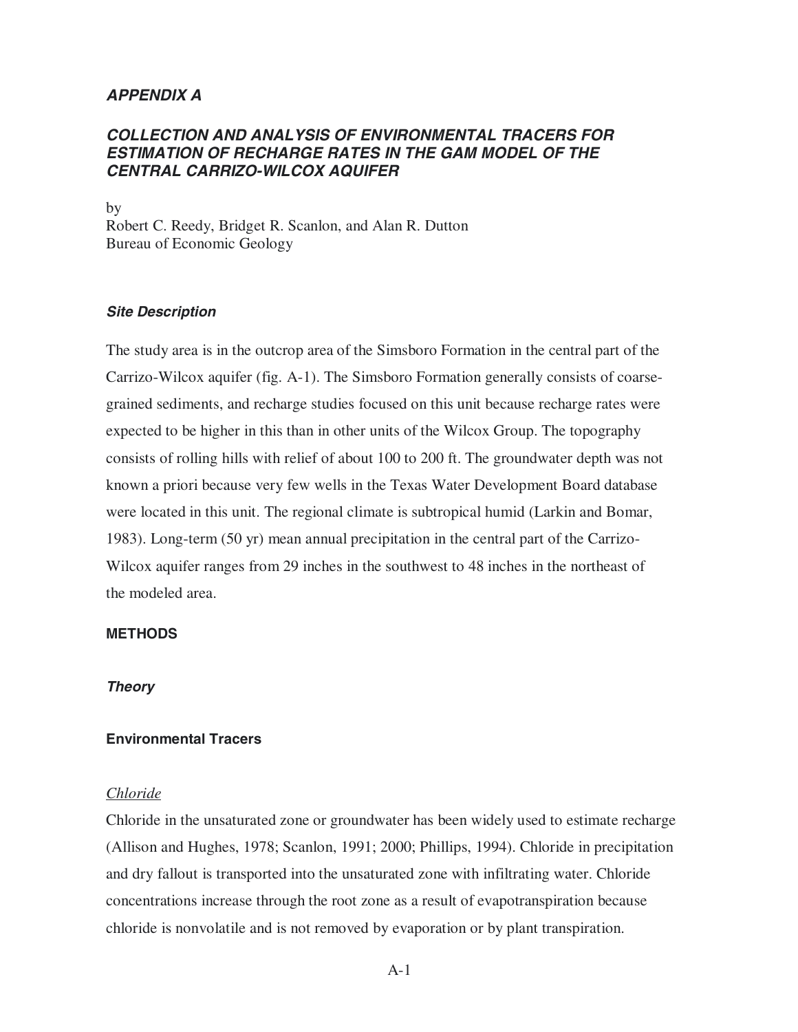# APPENDIX A

## COLLECTION AND ANALYSIS OF ENVIRONMENTAL TRACERS FOR ESTIMATION OF RECHARGE RATES IN THE GAM MODEL OF THE CENTRAL CARRIZO-WILCOX AQUIFER

by
Robert C. Reedy, Bridget R. Scanlon, and Alan R. Dutton
Bureau of Economic Geology

### *Site Description*

The study area is in the outcrop area of the Simsboro Formation in the central part of the Carrizo-Wilcox aquifer (fig. A-1). The Simsboro Formation generally consists of coarse-grained sediments, and recharge studies focused on this unit because recharge rates were expected to be higher in this than in other units of the Wilcox Group. The topography consists of rolling hills with relief of about 100 to 200 ft. The groundwater depth was not known a priori because very few wells in the Texas Water Development Board database were located in this unit. The regional climate is subtropical humid (Larkin and Bomar, 1983). Long-term (50 yr) mean annual precipitation in the central part of the Carrizo-Wilcox aquifer ranges from 29 inches in the southwest to 48 inches in the northeast of the modeled area.

## METHODS

### *Theory*

### Environmental Tracers

*Chloride*

Chloride in the unsaturated zone or groundwater has been widely used to estimate recharge (Allison and Hughes, 1978; Scanlon, 1991; 2000; Phillips, 1994). Chloride in precipitation and dry fallout is transported into the unsaturated zone with infiltrating water. Chloride concentrations increase through the root zone as a result of evapotranspiration because chloride is nonvolatile and is not removed by evaporation or by plant transpiration.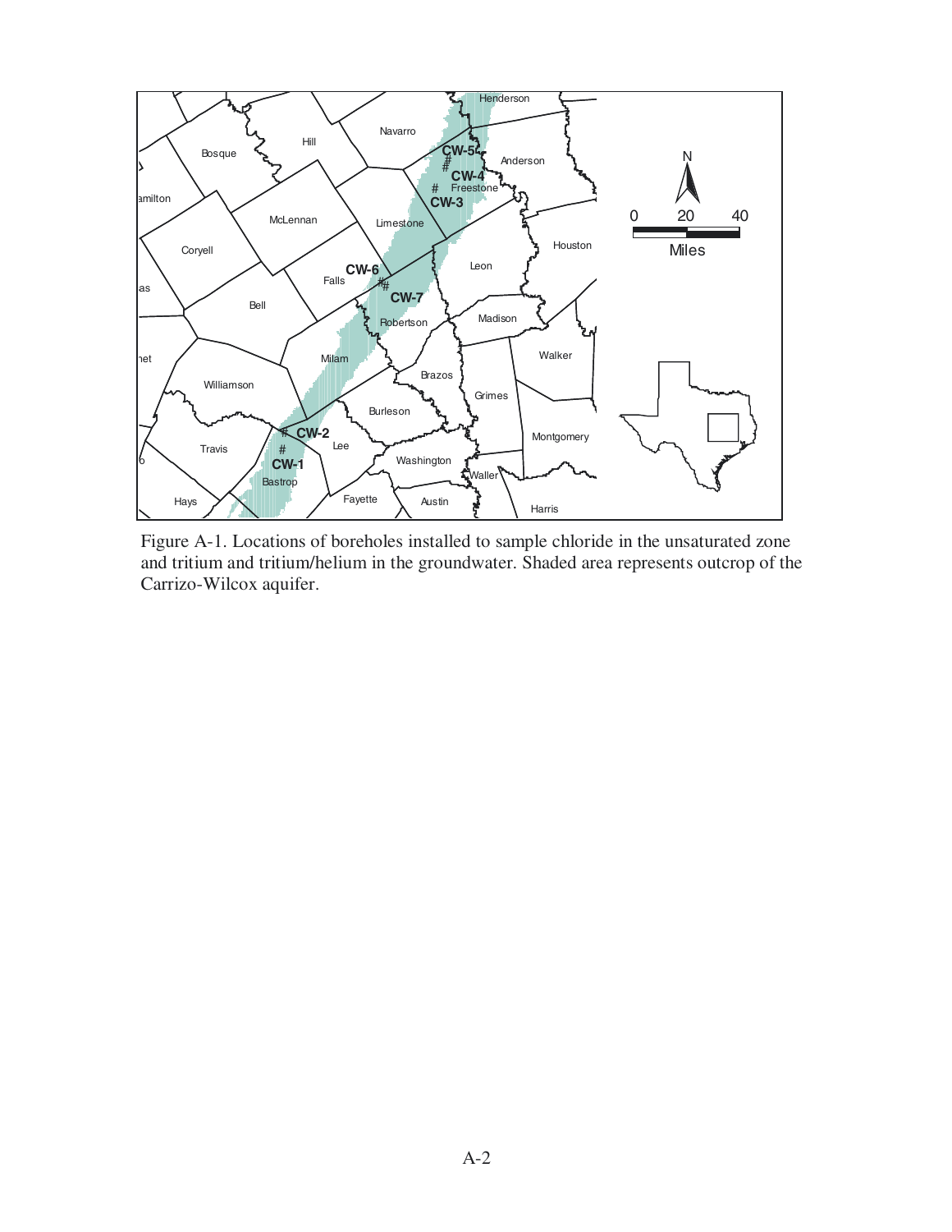Figure A-1. Locations of boreholes installed to sample chloride in the unsaturated zone and tritium and tritium/helium in the groundwater. Shaded area represents outcrop of the Carrizo-Wilcox aquifer.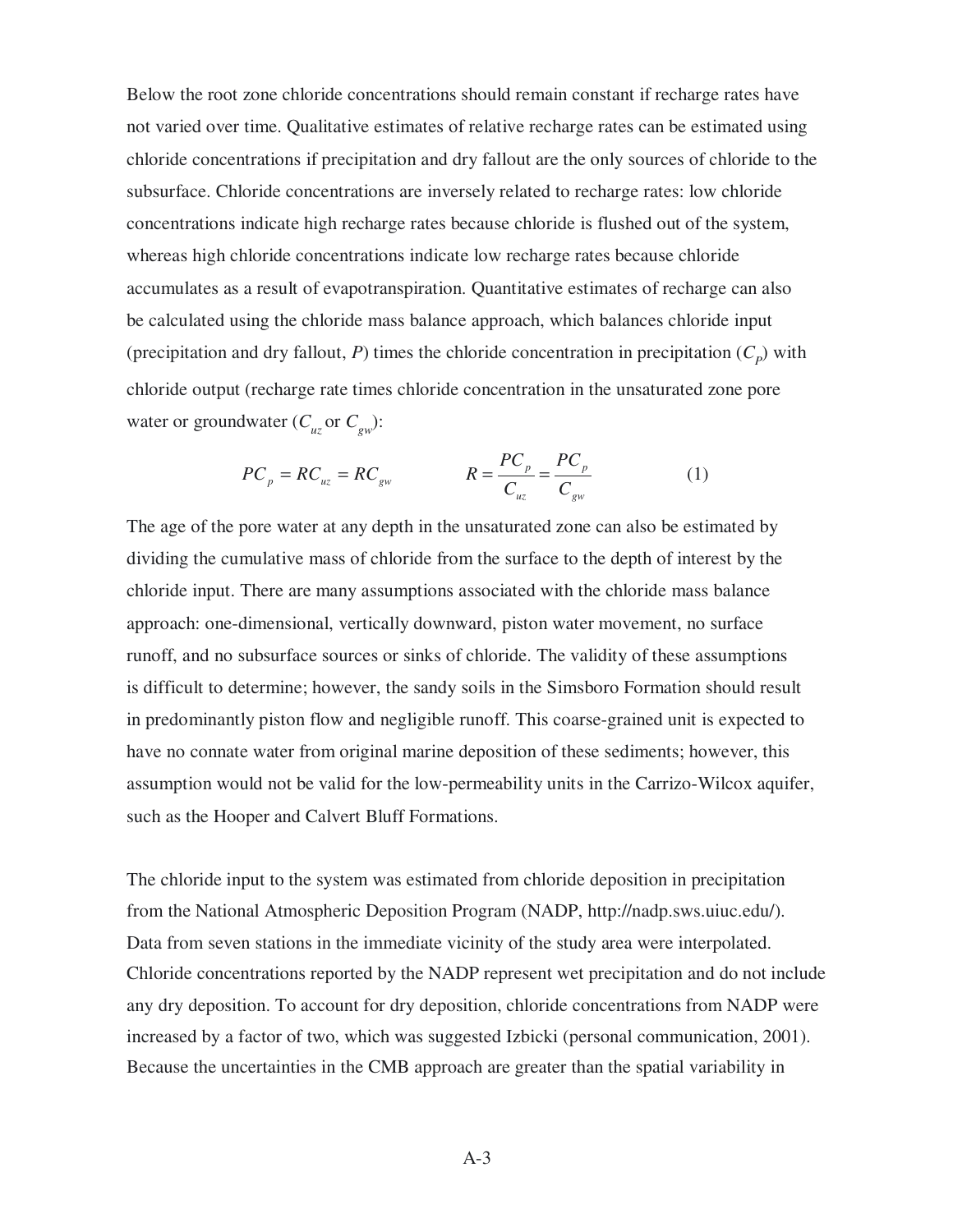Below the root zone chloride concentrations should remain constant if recharge rates have not varied over time. Qualitative estimates of relative recharge rates can be estimated using chloride concentrations if precipitation and dry fallout are the only sources of chloride to the subsurface. Chloride concentrations are inversely related to recharge rates: low chloride concentrations indicate high recharge rates because chloride is flushed out of the system, whereas high chloride concentrations indicate low recharge rates because chloride accumulates as a result of evapotranspiration. Quantitative estimates of recharge can also be calculated using the chloride mass balance approach, which balances chloride input (precipitation and dry fallout, $P$) times the chloride concentration in precipitation ($C_p$) with chloride output (recharge rate times chloride concentration in the unsaturated zone pore water or groundwater ($C_{uz}$ or $C_{gw}$):

$$PC_p = RC_{uz} = RC_{gw} \qquad\qquad R = \frac{PC_p}{C_{uz}} = \frac{PC_p}{C_{gw}} \qquad\qquad (1)$$

The age of the pore water at any depth in the unsaturated zone can also be estimated by dividing the cumulative mass of chloride from the surface to the depth of interest by the chloride input. There are many assumptions associated with the chloride mass balance approach: one-dimensional, vertically downward, piston water movement, no surface runoff, and no subsurface sources or sinks of chloride. The validity of these assumptions is difficult to determine; however, the sandy soils in the Simsboro Formation should result in predominantly piston flow and negligible runoff. This coarse-grained unit is expected to have no connate water from original marine deposition of these sediments; however, this assumption would not be valid for the low-permeability units in the Carrizo-Wilcox aquifer, such as the Hooper and Calvert Bluff Formations.

The chloride input to the system was estimated from chloride deposition in precipitation from the National Atmospheric Deposition Program (NADP, http://nadp.sws.uiuc.edu/). Data from seven stations in the immediate vicinity of the study area were interpolated. Chloride concentrations reported by the NADP represent wet precipitation and do not include any dry deposition. To account for dry deposition, chloride concentrations from NADP were increased by a factor of two, which was suggested Izbicki (personal communication, 2001). Because the uncertainties in the CMB approach are greater than the spatial variability in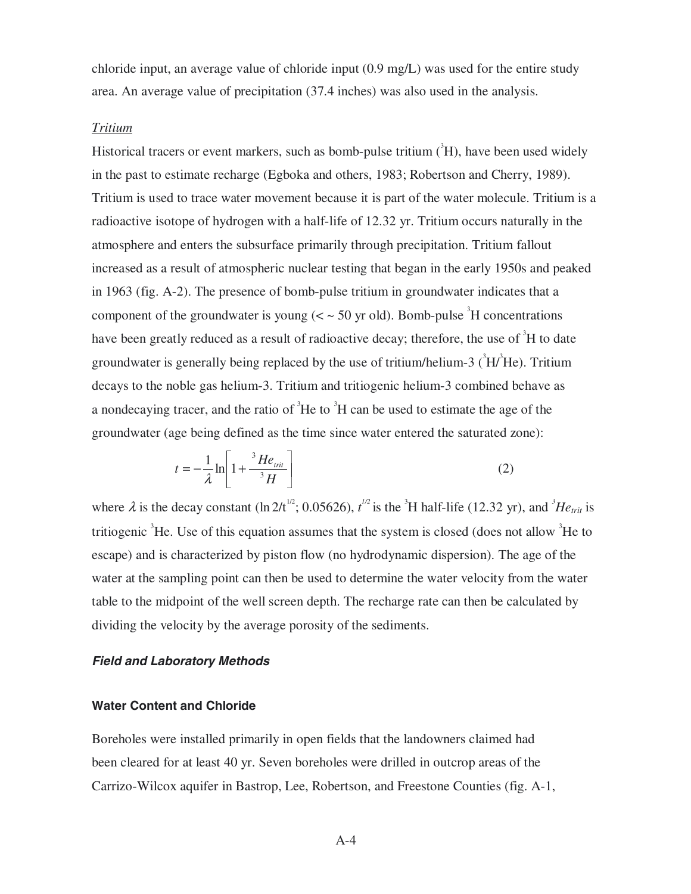chloride input, an average value of chloride input (0.9 mg/L) was used for the entire study area. An average value of precipitation (37.4 inches) was also used in the analysis.

*Tritium*

Historical tracers or event markers, such as bomb-pulse tritium ($^3H$), have been used widely in the past to estimate recharge (Egboka and others, 1983; Robertson and Cherry, 1989). Tritium is used to trace water movement because it is part of the water molecule. Tritium is a radioactive isotope of hydrogen with a half-life of 12.32 yr. Tritium occurs naturally in the atmosphere and enters the subsurface primarily through precipitation. Tritium fallout increased as a result of atmospheric nuclear testing that began in the early 1950s and peaked in 1963 (fig. A-2). The presence of bomb-pulse tritium in groundwater indicates that a component of the groundwater is young (< ~ 50 yr old). Bomb-pulse $^3H$ concentrations have been greatly reduced as a result of radioactive decay; therefore, the use of $^3H$ to date groundwater is generally being replaced by the use of tritium/helium-3 ($^3H/^3He$). Tritium decays to the noble gas helium-3. Tritium and tritiogenic helium-3 combined behave as a nondecaying tracer, and the ratio of $^3He$ to $^3H$ can be used to estimate the age of the groundwater (age being defined as the time since water entered the saturated zone):

$$t = -\frac{1}{\lambda}\ln\left[1 + \frac{^3He_{trit}}{^3H}\right] \qquad (2)$$

where $\lambda$ is the decay constant ($\ln 2/t^{1/2}$; 0.05626), $t^{1/2}$ is the $^3H$ half-life (12.32 yr), and $^3He_{trit}$ is tritiogenic $^3He$. Use of this equation assumes that the system is closed (does not allow $^3He$ to escape) and is characterized by piston flow (no hydrodynamic dispersion). The age of the water at the sampling point can then be used to determine the water velocity from the water table to the midpoint of the well screen depth. The recharge rate can then be calculated by dividing the velocity by the average porosity of the sediments.

### ***Field and Laboratory Methods***

#### **Water Content and Chloride**

Boreholes were installed primarily in open fields that the landowners claimed had been cleared for at least 40 yr. Seven boreholes were drilled in outcrop areas of the Carrizo-Wilcox aquifer in Bastrop, Lee, Robertson, and Freestone Counties (fig. A-1,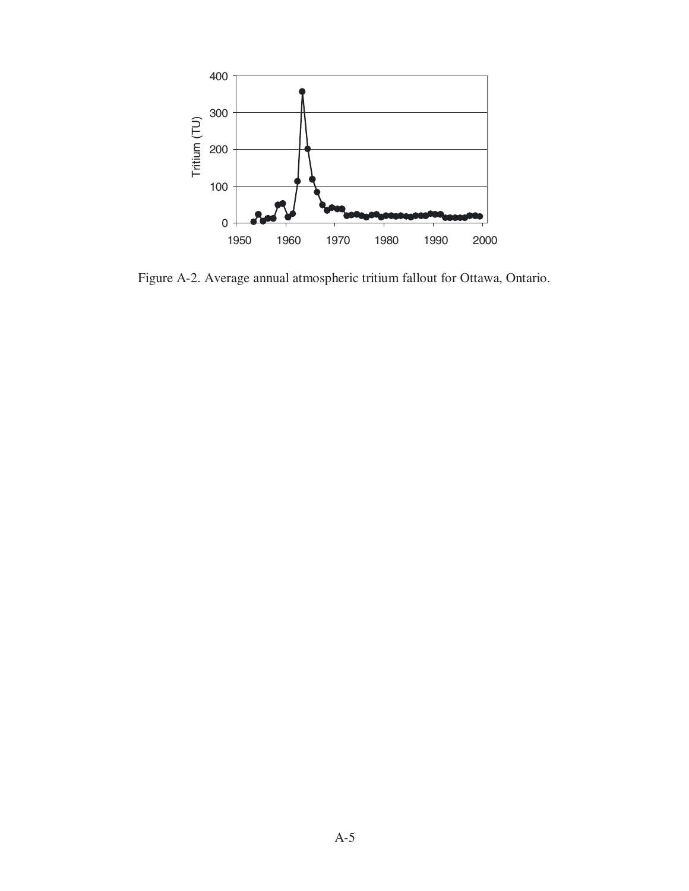Figure A-2. Average annual atmospheric tritium fallout for Ottawa, Ontario.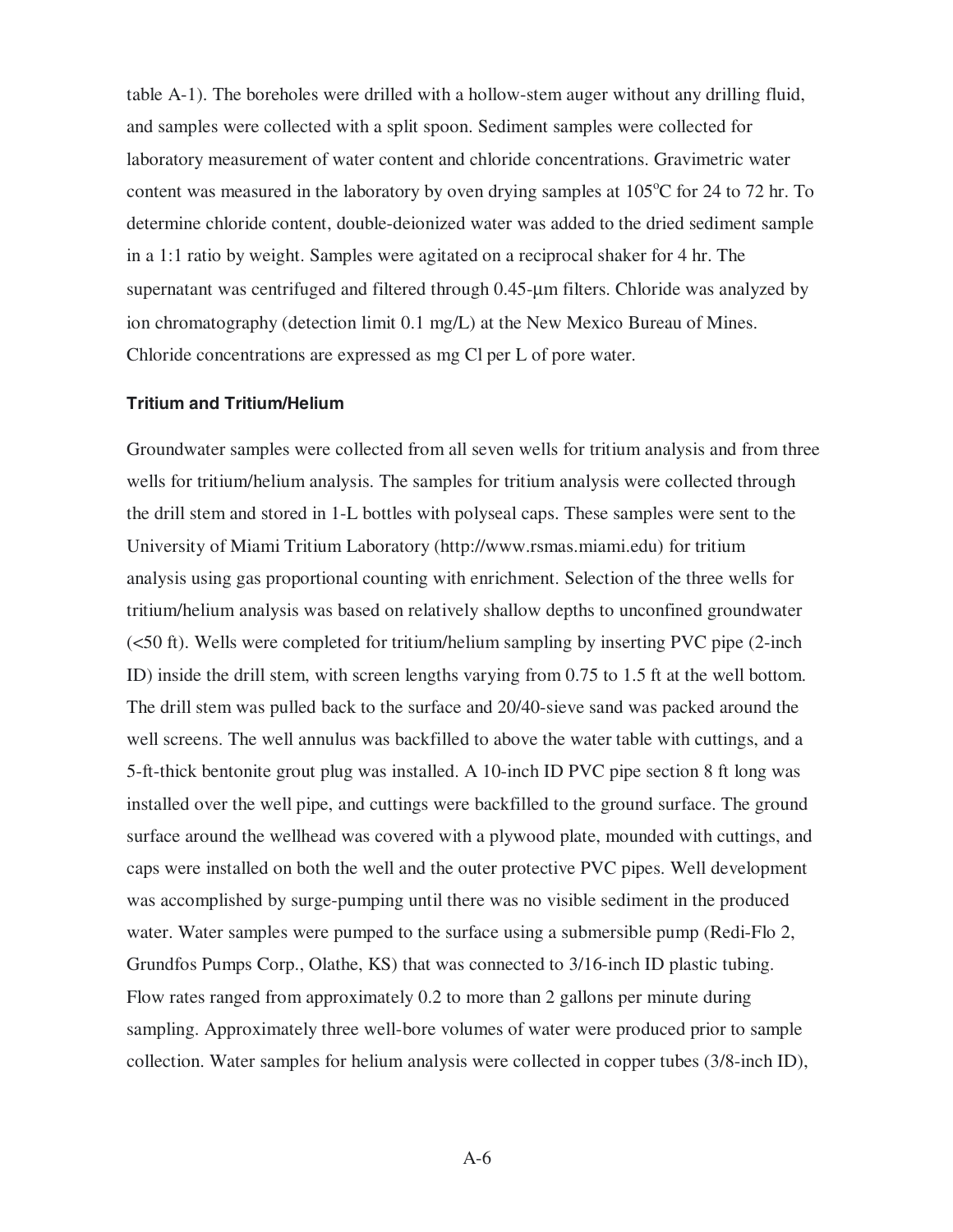table A-1). The boreholes were drilled with a hollow-stem auger without any drilling fluid, and samples were collected with a split spoon. Sediment samples were collected for laboratory measurement of water content and chloride concentrations. Gravimetric water content was measured in the laboratory by oven drying samples at 105°C for 24 to 72 hr. To determine chloride content, double-deionized water was added to the dried sediment sample in a 1:1 ratio by weight. Samples were agitated on a reciprocal shaker for 4 hr. The supernatant was centrifuged and filtered through 0.45-µm filters. Chloride was analyzed by ion chromatography (detection limit 0.1 mg/L) at the New Mexico Bureau of Mines. Chloride concentrations are expressed as mg Cl per L of pore water.

#### Tritium and Tritium/Helium

Groundwater samples were collected from all seven wells for tritium analysis and from three wells for tritium/helium analysis. The samples for tritium analysis were collected through the drill stem and stored in 1-L bottles with polyseal caps. These samples were sent to the University of Miami Tritium Laboratory (http://www.rsmas.miami.edu) for tritium analysis using gas proportional counting with enrichment. Selection of the three wells for tritium/helium analysis was based on relatively shallow depths to unconfined groundwater (<50 ft). Wells were completed for tritium/helium sampling by inserting PVC pipe (2-inch ID) inside the drill stem, with screen lengths varying from 0.75 to 1.5 ft at the well bottom. The drill stem was pulled back to the surface and 20/40-sieve sand was packed around the well screens. The well annulus was backfilled to above the water table with cuttings, and a 5-ft-thick bentonite grout plug was installed. A 10-inch ID PVC pipe section 8 ft long was installed over the well pipe, and cuttings were backfilled to the ground surface. The ground surface around the wellhead was covered with a plywood plate, mounded with cuttings, and caps were installed on both the well and the outer protective PVC pipes. Well development was accomplished by surge-pumping until there was no visible sediment in the produced water. Water samples were pumped to the surface using a submersible pump (Redi-Flo 2, Grundfos Pumps Corp., Olathe, KS) that was connected to 3/16-inch ID plastic tubing. Flow rates ranged from approximately 0.2 to more than 2 gallons per minute during sampling. Approximately three well-bore volumes of water were produced prior to sample collection. Water samples for helium analysis were collected in copper tubes (3/8-inch ID),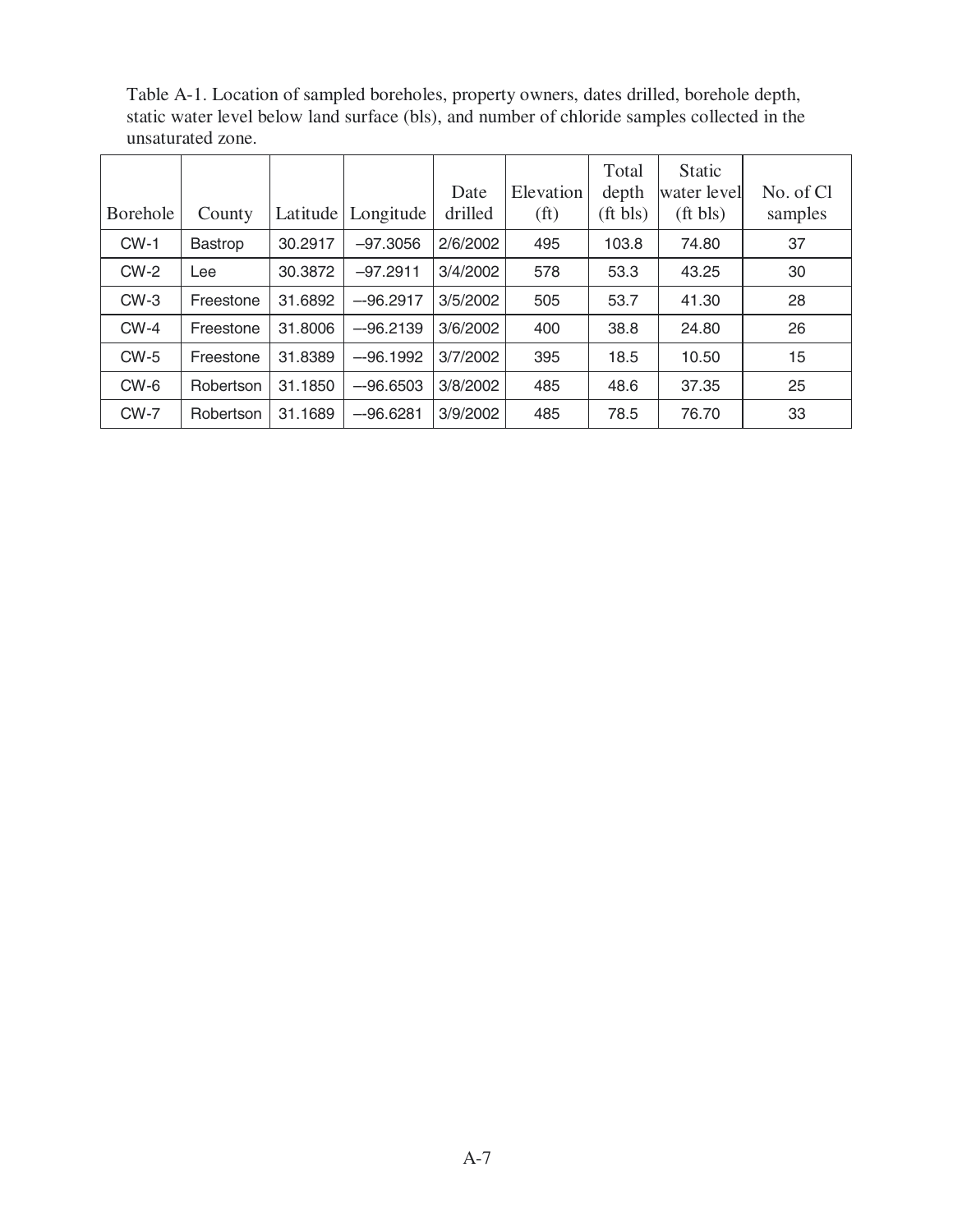Table A-1. Location of sampled boreholes, property owners, dates drilled, borehole depth, static water level below land surface (bls), and number of chloride samples collected in the unsaturated zone.

| Borehole | County | Latitude | Longitude | Date drilled | Elevation (ft) | Total depth (ft bls) | Static water level (ft bls) | No. of Cl samples |
|---|---|---|---|---|---|---|---|---|
| CW-1 | Bastrop | 30.2917 | –97.3056 | 2/6/2002 | 495 | 103.8 | 74.80 | 37 |
| CW-2 | Lee | 30.3872 | –97.2911 | 3/4/2002 | 578 | 53.3 | 43.25 | 30 |
| CW-3 | Freestone | 31.6892 | –-96.2917 | 3/5/2002 | 505 | 53.7 | 41.30 | 28 |
| CW-4 | Freestone | 31.8006 | –-96.2139 | 3/6/2002 | 400 | 38.8 | 24.80 | 26 |
| CW-5 | Freestone | 31.8389 | –-96.1992 | 3/7/2002 | 395 | 18.5 | 10.50 | 15 |
| CW-6 | Robertson | 31.1850 | –-96.6503 | 3/8/2002 | 485 | 48.6 | 37.35 | 25 |
| CW-7 | Robertson | 31.1689 | –-96.6281 | 3/9/2002 | 485 | 78.5 | 76.70 | 33 |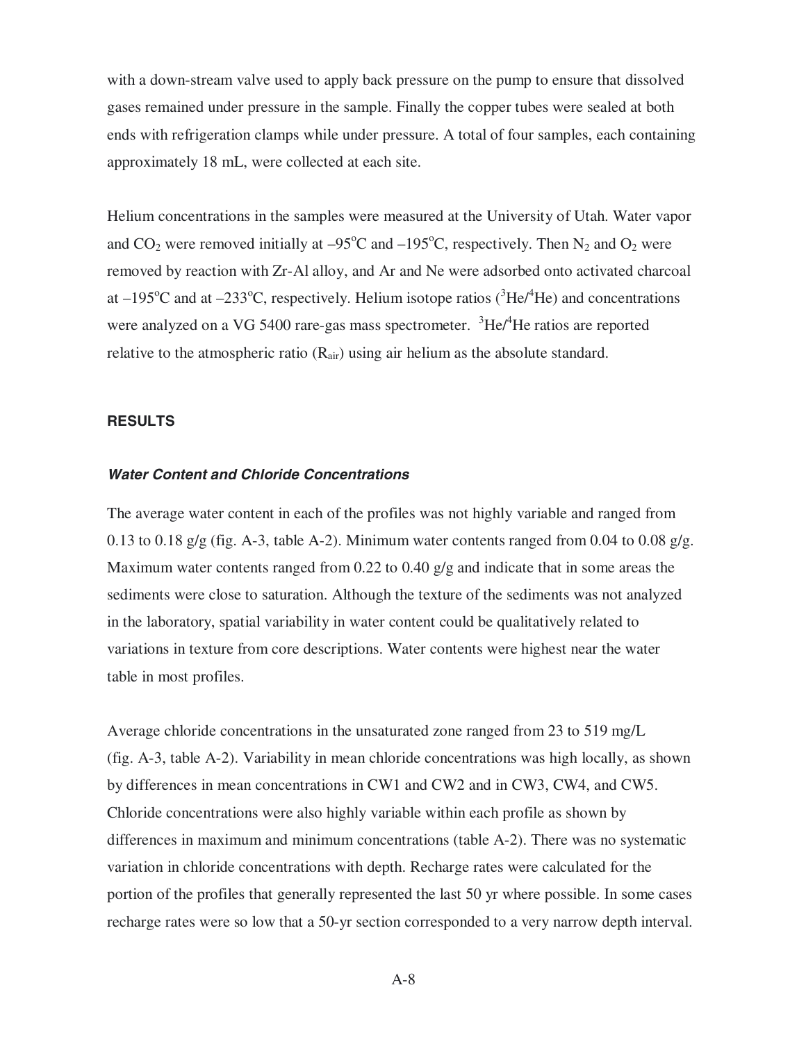with a down-stream valve used to apply back pressure on the pump to ensure that dissolved gases remained under pressure in the sample. Finally the copper tubes were sealed at both ends with refrigeration clamps while under pressure. A total of four samples, each containing approximately 18 mL, were collected at each site.

Helium concentrations in the samples were measured at the University of Utah. Water vapor and $CO_2$ were removed initially at –95°C and –195°C, respectively. Then $N_2$ and $O_2$ were removed by reaction with Zr-Al alloy, and Ar and Ne were adsorbed onto activated charcoal at –195°C and at –233°C, respectively. Helium isotope ratios ($^3He/^4He$) and concentrations were analyzed on a VG 5400 rare-gas mass spectrometer. $^3He/^4He$ ratios are reported relative to the atmospheric ratio ($R_{air}$) using air helium as the absolute standard.

## RESULTS

### *Water Content and Chloride Concentrations*

The average water content in each of the profiles was not highly variable and ranged from 0.13 to 0.18 g/g (fig. A-3, table A-2). Minimum water contents ranged from 0.04 to 0.08 g/g. Maximum water contents ranged from 0.22 to 0.40 g/g and indicate that in some areas the sediments were close to saturation. Although the texture of the sediments was not analyzed in the laboratory, spatial variability in water content could be qualitatively related to variations in texture from core descriptions. Water contents were highest near the water table in most profiles.

Average chloride concentrations in the unsaturated zone ranged from 23 to 519 mg/L (fig. A-3, table A-2). Variability in mean chloride concentrations was high locally, as shown by differences in mean concentrations in CW1 and CW2 and in CW3, CW4, and CW5. Chloride concentrations were also highly variable within each profile as shown by differences in maximum and minimum concentrations (table A-2). There was no systematic variation in chloride concentrations with depth. Recharge rates were calculated for the portion of the profiles that generally represented the last 50 yr where possible. In some cases recharge rates were so low that a 50-yr section corresponded to a very narrow depth interval.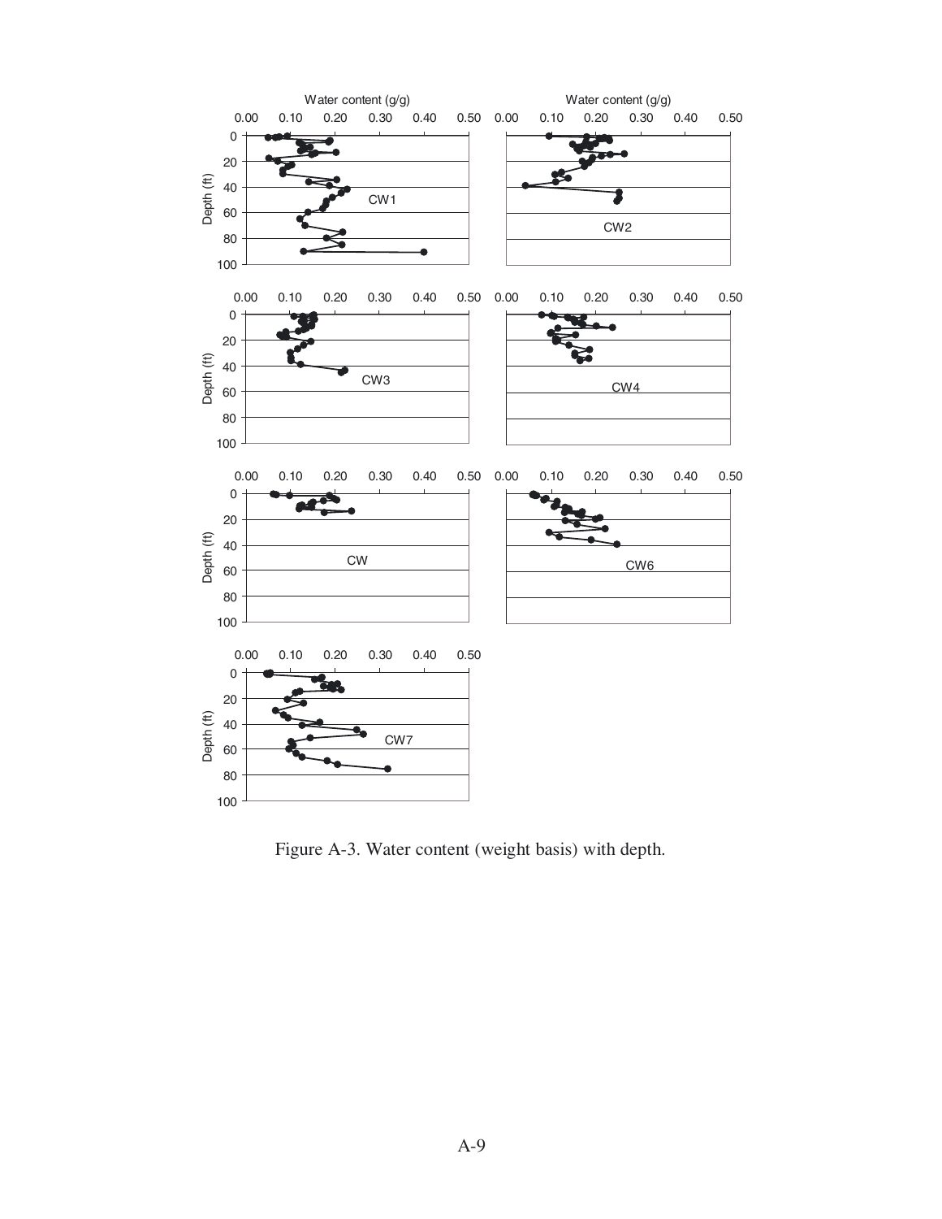Figure A-3. Water content (weight basis) with depth.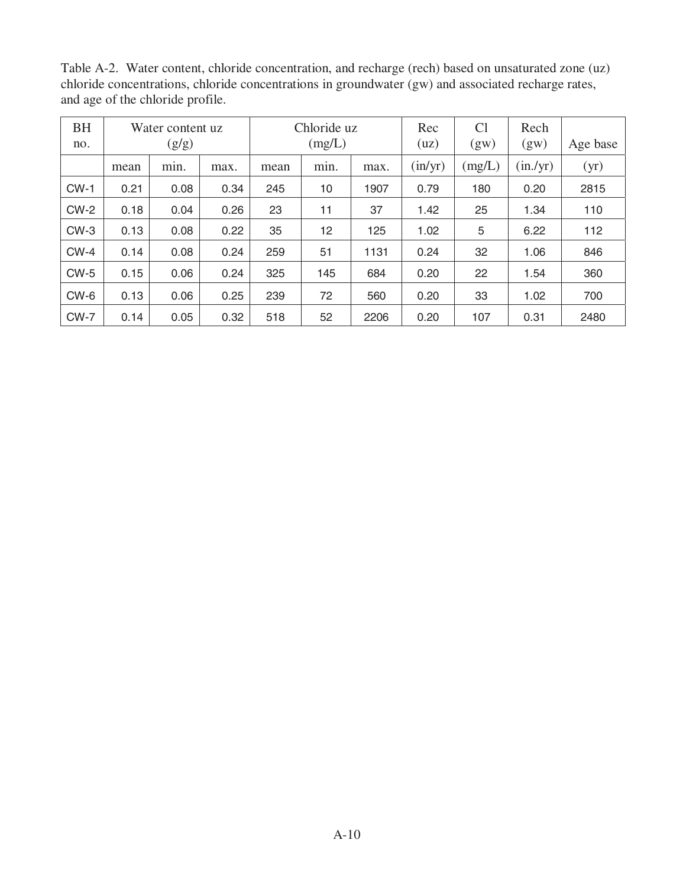Table A-2. Water content, chloride concentration, and recharge (rech) based on unsaturated zone (uz) chloride concentrations, chloride concentrations in groundwater (gw) and associated recharge rates, and age of the chloride profile.

| BH no. | Water content uz (g/g) | | | Chloride uz (mg/L) | | | Rec (uz) | Cl (gw) | Rech (gw) | Age base |
|---|---|---|---|---|---|---|---|---|---|---|
| | mean | min. | max. | mean | min. | max. | (in/yr) | (mg/L) | (in./yr) | (yr) |
| CW-1 | 0.21 | 0.08 | 0.34 | 245 | 10 | 1907 | 0.79 | 180 | 0.20 | 2815 |
| CW-2 | 0.18 | 0.04 | 0.26 | 23 | 11 | 37 | 1.42 | 25 | 1.34 | 110 |
| CW-3 | 0.13 | 0.08 | 0.22 | 35 | 12 | 125 | 1.02 | 5 | 6.22 | 112 |
| CW-4 | 0.14 | 0.08 | 0.24 | 259 | 51 | 1131 | 0.24 | 32 | 1.06 | 846 |
| CW-5 | 0.15 | 0.06 | 0.24 | 325 | 145 | 684 | 0.20 | 22 | 1.54 | 360 |
| CW-6 | 0.13 | 0.06 | 0.25 | 239 | 72 | 560 | 0.20 | 33 | 1.02 | 700 |
| CW-7 | 0.14 | 0.05 | 0.32 | 518 | 52 | 2206 | 0.20 | 107 | 0.31 | 2480 |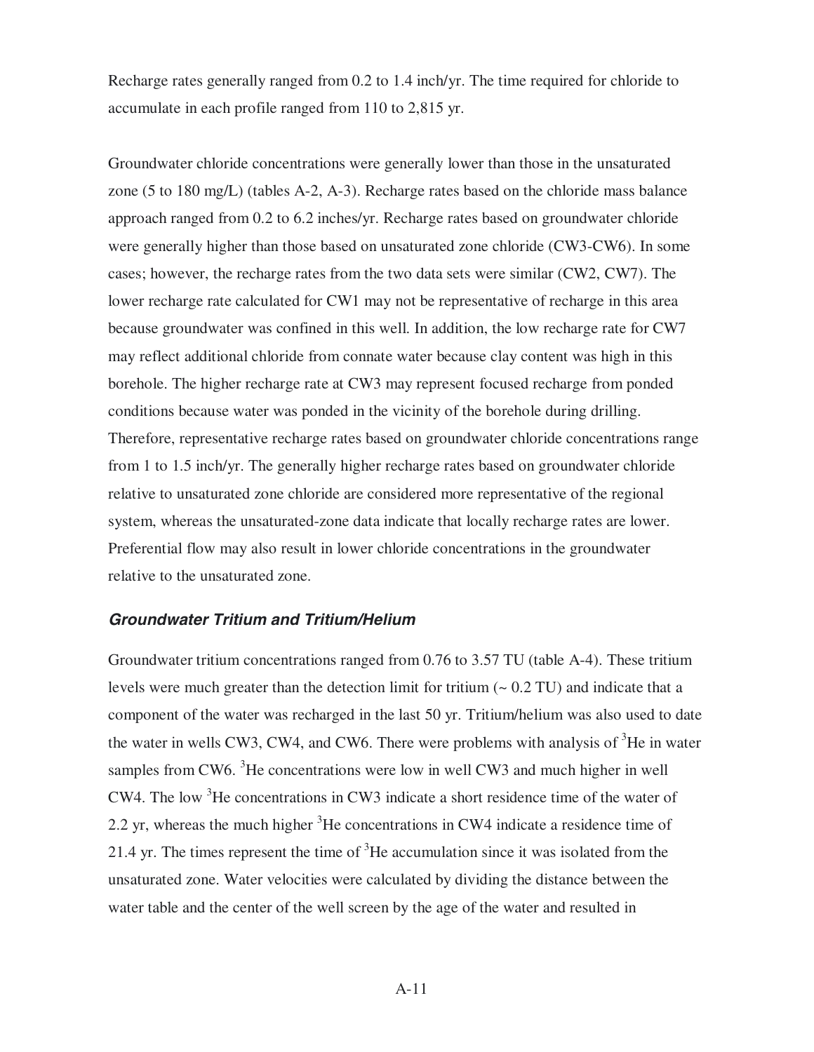Recharge rates generally ranged from 0.2 to 1.4 inch/yr. The time required for chloride to accumulate in each profile ranged from 110 to 2,815 yr.

Groundwater chloride concentrations were generally lower than those in the unsaturated zone (5 to 180 mg/L) (tables A-2, A-3). Recharge rates based on the chloride mass balance approach ranged from 0.2 to 6.2 inches/yr. Recharge rates based on groundwater chloride were generally higher than those based on unsaturated zone chloride (CW3-CW6). In some cases; however, the recharge rates from the two data sets were similar (CW2, CW7). The lower recharge rate calculated for CW1 may not be representative of recharge in this area because groundwater was confined in this well. In addition, the low recharge rate for CW7 may reflect additional chloride from connate water because clay content was high in this borehole. The higher recharge rate at CW3 may represent focused recharge from ponded conditions because water was ponded in the vicinity of the borehole during drilling. Therefore, representative recharge rates based on groundwater chloride concentrations range from 1 to 1.5 inch/yr. The generally higher recharge rates based on groundwater chloride relative to unsaturated zone chloride are considered more representative of the regional system, whereas the unsaturated-zone data indicate that locally recharge rates are lower. Preferential flow may also result in lower chloride concentrations in the groundwater relative to the unsaturated zone.

### *Groundwater Tritium and Tritium/Helium*

Groundwater tritium concentrations ranged from 0.76 to 3.57 TU (table A-4). These tritium levels were much greater than the detection limit for tritium (~ 0.2 TU) and indicate that a component of the water was recharged in the last 50 yr. Tritium/helium was also used to date the water in wells CW3, CW4, and CW6. There were problems with analysis of $^{3}He$ in water samples from CW6. $^{3}He$ concentrations were low in well CW3 and much higher in well CW4. The low $^{3}He$ concentrations in CW3 indicate a short residence time of the water of 2.2 yr, whereas the much higher $^{3}He$ concentrations in CW4 indicate a residence time of 21.4 yr. The times represent the time of $^{3}He$ accumulation since it was isolated from the unsaturated zone. Water velocities were calculated by dividing the distance between the water table and the center of the well screen by the age of the water and resulted in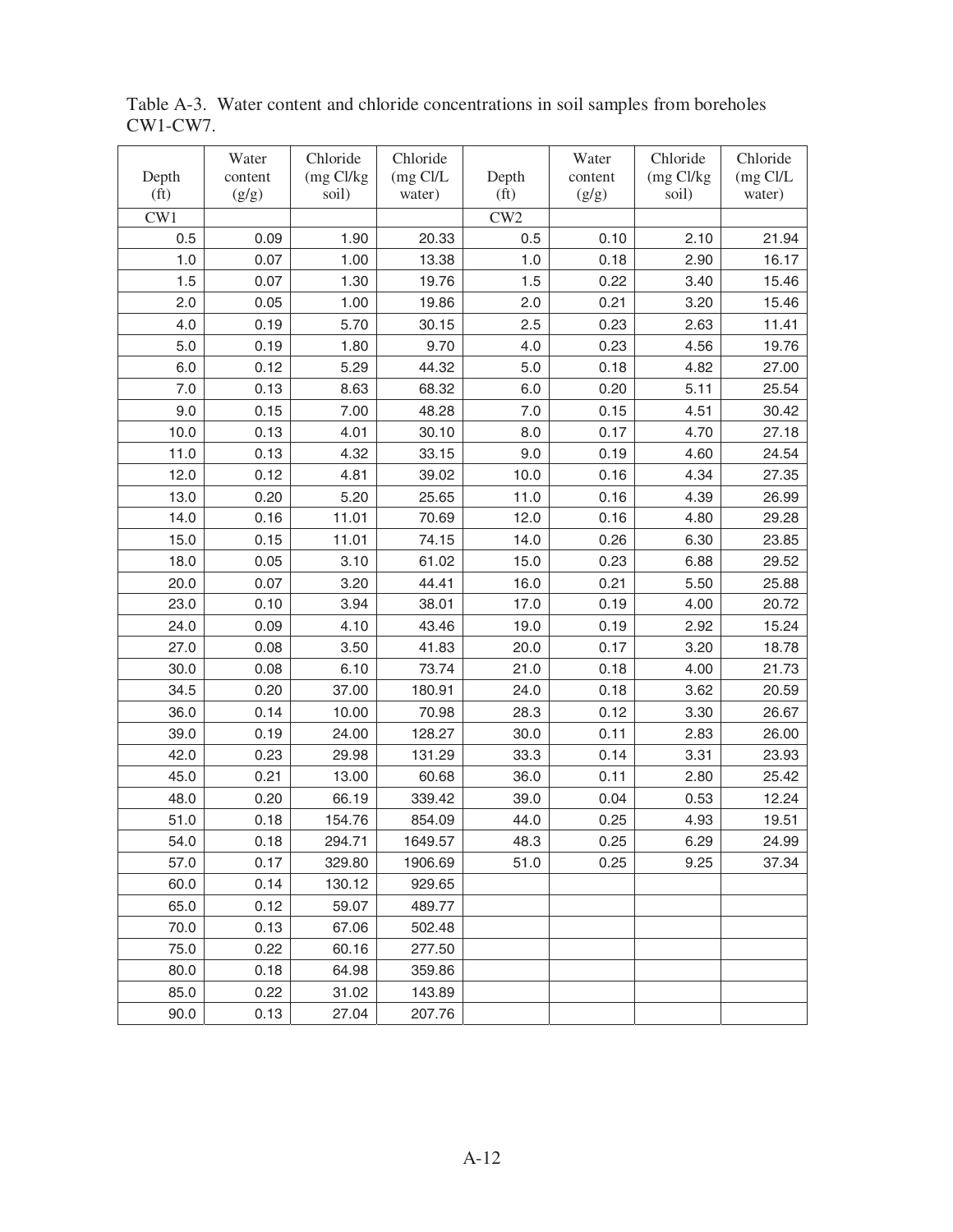Table A-3. Water content and chloride concentrations in soil samples from boreholes CW1-CW7.

| Depth (ft) | Water content (g/g) | Chloride (mg Cl/kg soil) | Chloride (mg Cl/L water) | Depth (ft) | Water content (g/g) | Chloride (mg Cl/kg soil) | Chloride (mg Cl/L water) |
|---|---|---|---|---|---|---|---|
| CW1 | | | | CW2 | | | |
| 0.5 | 0.09 | 1.90 | 20.33 | 0.5 | 0.10 | 2.10 | 21.94 |
| 1.0 | 0.07 | 1.00 | 13.38 | 1.0 | 0.18 | 2.90 | 16.17 |
| 1.5 | 0.07 | 1.30 | 19.76 | 1.5 | 0.22 | 3.40 | 15.46 |
| 2.0 | 0.05 | 1.00 | 19.86 | 2.0 | 0.21 | 3.20 | 15.46 |
| 4.0 | 0.19 | 5.70 | 30.15 | 2.5 | 0.23 | 2.63 | 11.41 |
| 5.0 | 0.19 | 1.80 | 9.70 | 4.0 | 0.23 | 4.56 | 19.76 |
| 6.0 | 0.12 | 5.29 | 44.32 | 5.0 | 0.18 | 4.82 | 27.00 |
| 7.0 | 0.13 | 8.63 | 68.32 | 6.0 | 0.20 | 5.11 | 25.54 |
| 9.0 | 0.15 | 7.00 | 48.28 | 7.0 | 0.15 | 4.51 | 30.42 |
| 10.0 | 0.13 | 4.01 | 30.10 | 8.0 | 0.17 | 4.70 | 27.18 |
| 11.0 | 0.13 | 4.32 | 33.15 | 9.0 | 0.19 | 4.60 | 24.54 |
| 12.0 | 0.12 | 4.81 | 39.02 | 10.0 | 0.16 | 4.34 | 27.35 |
| 13.0 | 0.20 | 5.20 | 25.65 | 11.0 | 0.16 | 4.39 | 26.99 |
| 14.0 | 0.16 | 11.01 | 70.69 | 12.0 | 0.16 | 4.80 | 29.28 |
| 15.0 | 0.15 | 11.01 | 74.15 | 14.0 | 0.26 | 6.30 | 23.85 |
| 18.0 | 0.05 | 3.10 | 61.02 | 15.0 | 0.23 | 6.88 | 29.52 |
| 20.0 | 0.07 | 3.20 | 44.41 | 16.0 | 0.21 | 5.50 | 25.88 |
| 23.0 | 0.10 | 3.94 | 38.01 | 17.0 | 0.19 | 4.00 | 20.72 |
| 24.0 | 0.09 | 4.10 | 43.46 | 19.0 | 0.19 | 2.92 | 15.24 |
| 27.0 | 0.08 | 3.50 | 41.83 | 20.0 | 0.17 | 3.20 | 18.78 |
| 30.0 | 0.08 | 6.10 | 73.74 | 21.0 | 0.18 | 4.00 | 21.73 |
| 34.5 | 0.20 | 37.00 | 180.91 | 24.0 | 0.18 | 3.62 | 20.59 |
| 36.0 | 0.14 | 10.00 | 70.98 | 28.3 | 0.12 | 3.30 | 26.67 |
| 39.0 | 0.19 | 24.00 | 128.27 | 30.0 | 0.11 | 2.83 | 26.00 |
| 42.0 | 0.23 | 29.98 | 131.29 | 33.3 | 0.14 | 3.31 | 23.93 |
| 45.0 | 0.21 | 13.00 | 60.68 | 36.0 | 0.11 | 2.80 | 25.42 |
| 48.0 | 0.20 | 66.19 | 339.42 | 39.0 | 0.04 | 0.53 | 12.24 |
| 51.0 | 0.18 | 154.76 | 854.09 | 44.0 | 0.25 | 4.93 | 19.51 |
| 54.0 | 0.18 | 294.71 | 1649.57 | 48.3 | 0.25 | 6.29 | 24.99 |
| 57.0 | 0.17 | 329.80 | 1906.69 | 51.0 | 0.25 | 9.25 | 37.34 |
| 60.0 | 0.14 | 130.12 | 929.65 | | | | |
| 65.0 | 0.12 | 59.07 | 489.77 | | | | |
| 70.0 | 0.13 | 67.06 | 502.48 | | | | |
| 75.0 | 0.22 | 60.16 | 277.50 | | | | |
| 80.0 | 0.18 | 64.98 | 359.86 | | | | |
| 85.0 | 0.22 | 31.02 | 143.89 | | | | |
| 90.0 | 0.13 | 27.04 | 207.76 | | | | |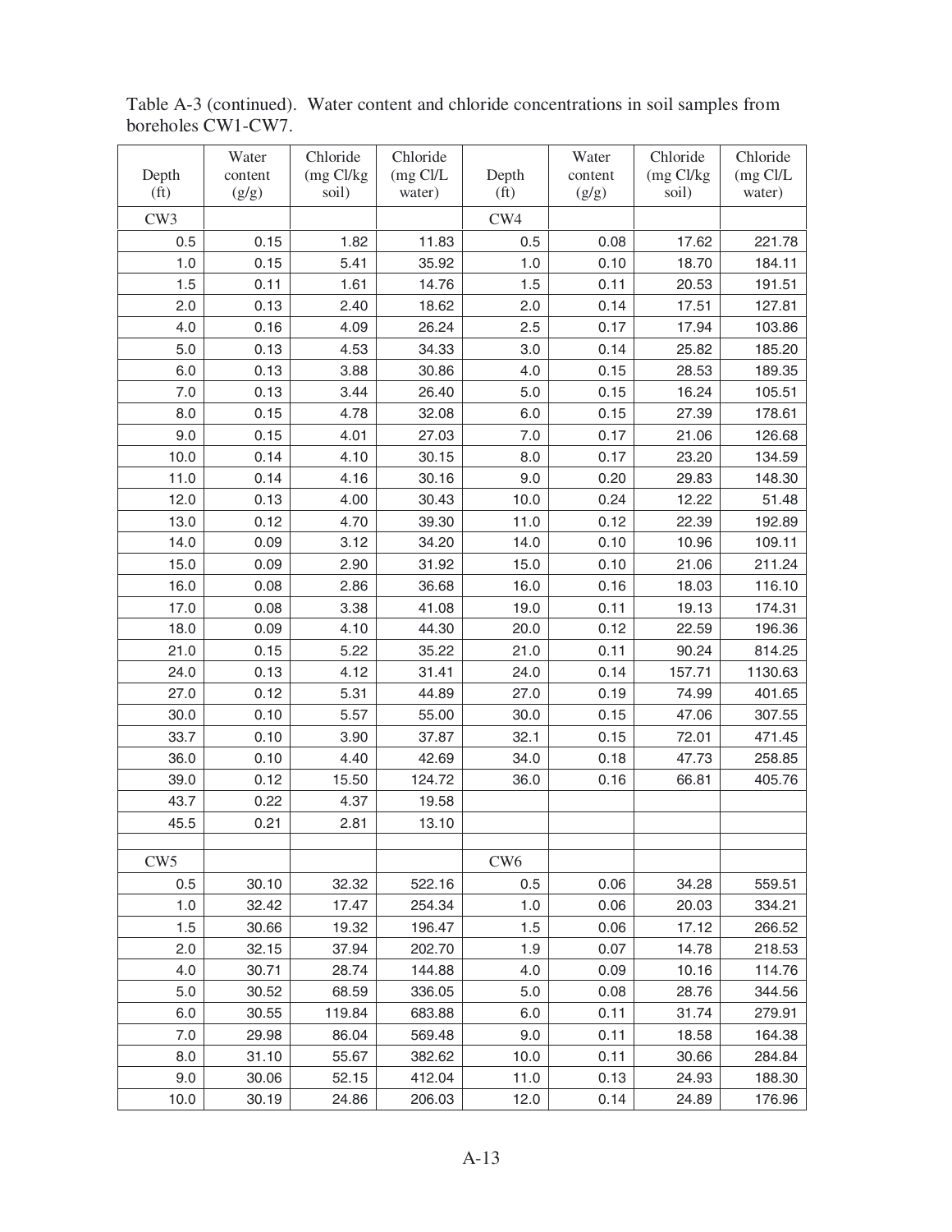Table A-3 (continued). Water content and chloride concentrations in soil samples from boreholes CW1-CW7.

| Depth (ft) | Water content (g/g) | Chloride (mg Cl/kg soil) | Chloride (mg Cl/L water) | Depth (ft) | Water content (g/g) | Chloride (mg Cl/kg soil) | Chloride (mg Cl/L water) |
|---|---|---|---|---|---|---|---|
| CW3 | | | | CW4 | | | |
| 0.5 | 0.15 | 1.82 | 11.83 | 0.5 | 0.08 | 17.62 | 221.78 |
| 1.0 | 0.15 | 5.41 | 35.92 | 1.0 | 0.10 | 18.70 | 184.11 |
| 1.5 | 0.11 | 1.61 | 14.76 | 1.5 | 0.11 | 20.53 | 191.51 |
| 2.0 | 0.13 | 2.40 | 18.62 | 2.0 | 0.14 | 17.51 | 127.81 |
| 4.0 | 0.16 | 4.09 | 26.24 | 2.5 | 0.17 | 17.94 | 103.86 |
| 5.0 | 0.13 | 4.53 | 34.33 | 3.0 | 0.14 | 25.82 | 185.20 |
| 6.0 | 0.13 | 3.88 | 30.86 | 4.0 | 0.15 | 28.53 | 189.35 |
| 7.0 | 0.13 | 3.44 | 26.40 | 5.0 | 0.15 | 16.24 | 105.51 |
| 8.0 | 0.15 | 4.78 | 32.08 | 6.0 | 0.15 | 27.39 | 178.61 |
| 9.0 | 0.15 | 4.01 | 27.03 | 7.0 | 0.17 | 21.06 | 126.68 |
| 10.0 | 0.14 | 4.10 | 30.15 | 8.0 | 0.17 | 23.20 | 134.59 |
| 11.0 | 0.14 | 4.16 | 30.16 | 9.0 | 0.20 | 29.83 | 148.30 |
| 12.0 | 0.13 | 4.00 | 30.43 | 10.0 | 0.24 | 12.22 | 51.48 |
| 13.0 | 0.12 | 4.70 | 39.30 | 11.0 | 0.12 | 22.39 | 192.89 |
| 14.0 | 0.09 | 3.12 | 34.20 | 14.0 | 0.10 | 10.96 | 109.11 |
| 15.0 | 0.09 | 2.90 | 31.92 | 15.0 | 0.10 | 21.06 | 211.24 |
| 16.0 | 0.08 | 2.86 | 36.68 | 16.0 | 0.16 | 18.03 | 116.10 |
| 17.0 | 0.08 | 3.38 | 41.08 | 19.0 | 0.11 | 19.13 | 174.31 |
| 18.0 | 0.09 | 4.10 | 44.30 | 20.0 | 0.12 | 22.59 | 196.36 |
| 21.0 | 0.15 | 5.22 | 35.22 | 21.0 | 0.11 | 90.24 | 814.25 |
| 24.0 | 0.13 | 4.12 | 31.41 | 24.0 | 0.14 | 157.71 | 1130.63 |
| 27.0 | 0.12 | 5.31 | 44.89 | 27.0 | 0.19 | 74.99 | 401.65 |
| 30.0 | 0.10 | 5.57 | 55.00 | 30.0 | 0.15 | 47.06 | 307.55 |
| 33.7 | 0.10 | 3.90 | 37.87 | 32.1 | 0.15 | 72.01 | 471.45 |
| 36.0 | 0.10 | 4.40 | 42.69 | 34.0 | 0.18 | 47.73 | 258.85 |
| 39.0 | 0.12 | 15.50 | 124.72 | 36.0 | 0.16 | 66.81 | 405.76 |
| 43.7 | 0.22 | 4.37 | 19.58 | | | | |
| 45.5 | 0.21 | 2.81 | 13.10 | | | | |
| | | | | | | | |
| CW5 | | | | CW6 | | | |
| 0.5 | 30.10 | 32.32 | 522.16 | 0.5 | 0.06 | 34.28 | 559.51 |
| 1.0 | 32.42 | 17.47 | 254.34 | 1.0 | 0.06 | 20.03 | 334.21 |
| 1.5 | 30.66 | 19.32 | 196.47 | 1.5 | 0.06 | 17.12 | 266.52 |
| 2.0 | 32.15 | 37.94 | 202.70 | 1.9 | 0.07 | 14.78 | 218.53 |
| 4.0 | 30.71 | 28.74 | 144.88 | 4.0 | 0.09 | 10.16 | 114.76 |
| 5.0 | 30.52 | 68.59 | 336.05 | 5.0 | 0.08 | 28.76 | 344.56 |
| 6.0 | 30.55 | 119.84 | 683.88 | 6.0 | 0.11 | 31.74 | 279.91 |
| 7.0 | 29.98 | 86.04 | 569.48 | 9.0 | 0.11 | 18.58 | 164.38 |
| 8.0 | 31.10 | 55.67 | 382.62 | 10.0 | 0.11 | 30.66 | 284.84 |
| 9.0 | 30.06 | 52.15 | 412.04 | 11.0 | 0.13 | 24.93 | 188.30 |
| 10.0 | 30.19 | 24.86 | 206.03 | 12.0 | 0.14 | 24.89 | 176.96 |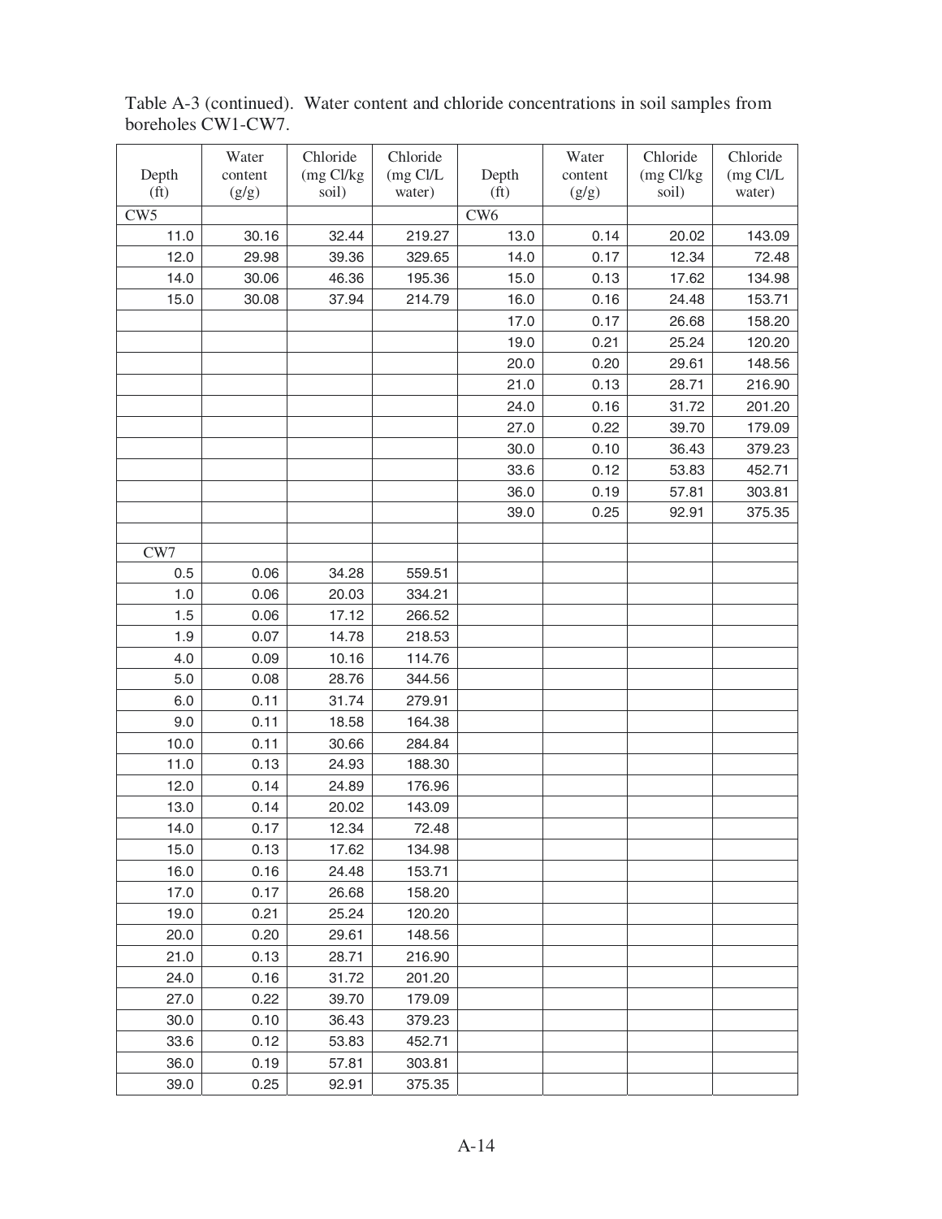Table A-3 (continued). Water content and chloride concentrations in soil samples from boreholes CW1-CW7.

| Depth (ft) | Water content (g/g) | Chloride (mg Cl/kg soil) | Chloride (mg Cl/L water) | Depth (ft) | Water content (g/g) | Chloride (mg Cl/kg soil) | Chloride (mg Cl/L water) |
|---|---|---|---|---|---|---|---|
| CW5 | | | | CW6 | | | |
| 11.0 | 30.16 | 32.44 | 219.27 | 13.0 | 0.14 | 20.02 | 143.09 |
| 12.0 | 29.98 | 39.36 | 329.65 | 14.0 | 0.17 | 12.34 | 72.48 |
| 14.0 | 30.06 | 46.36 | 195.36 | 15.0 | 0.13 | 17.62 | 134.98 |
| 15.0 | 30.08 | 37.94 | 214.79 | 16.0 | 0.16 | 24.48 | 153.71 |
| | | | | 17.0 | 0.17 | 26.68 | 158.20 |
| | | | | 19.0 | 0.21 | 25.24 | 120.20 |
| | | | | 20.0 | 0.20 | 29.61 | 148.56 |
| | | | | 21.0 | 0.13 | 28.71 | 216.90 |
| | | | | 24.0 | 0.16 | 31.72 | 201.20 |
| | | | | 27.0 | 0.22 | 39.70 | 179.09 |
| | | | | 30.0 | 0.10 | 36.43 | 379.23 |
| | | | | 33.6 | 0.12 | 53.83 | 452.71 |
| | | | | 36.0 | 0.19 | 57.81 | 303.81 |
| | | | | 39.0 | 0.25 | 92.91 | 375.35 |
| | | | | | | | |
| CW7 | | | | | | | |
| 0.5 | 0.06 | 34.28 | 559.51 | | | | |
| 1.0 | 0.06 | 20.03 | 334.21 | | | | |
| 1.5 | 0.06 | 17.12 | 266.52 | | | | |
| 1.9 | 0.07 | 14.78 | 218.53 | | | | |
| 4.0 | 0.09 | 10.16 | 114.76 | | | | |
| 5.0 | 0.08 | 28.76 | 344.56 | | | | |
| 6.0 | 0.11 | 31.74 | 279.91 | | | | |
| 9.0 | 0.11 | 18.58 | 164.38 | | | | |
| 10.0 | 0.11 | 30.66 | 284.84 | | | | |
| 11.0 | 0.13 | 24.93 | 188.30 | | | | |
| 12.0 | 0.14 | 24.89 | 176.96 | | | | |
| 13.0 | 0.14 | 20.02 | 143.09 | | | | |
| 14.0 | 0.17 | 12.34 | 72.48 | | | | |
| 15.0 | 0.13 | 17.62 | 134.98 | | | | |
| 16.0 | 0.16 | 24.48 | 153.71 | | | | |
| 17.0 | 0.17 | 26.68 | 158.20 | | | | |
| 19.0 | 0.21 | 25.24 | 120.20 | | | | |
| 20.0 | 0.20 | 29.61 | 148.56 | | | | |
| 21.0 | 0.13 | 28.71 | 216.90 | | | | |
| 24.0 | 0.16 | 31.72 | 201.20 | | | | |
| 27.0 | 0.22 | 39.70 | 179.09 | | | | |
| 30.0 | 0.10 | 36.43 | 379.23 | | | | |
| 33.6 | 0.12 | 53.83 | 452.71 | | | | |
| 36.0 | 0.19 | 57.81 | 303.81 | | | | |
| 39.0 | 0.25 | 92.91 | 375.35 | | | | |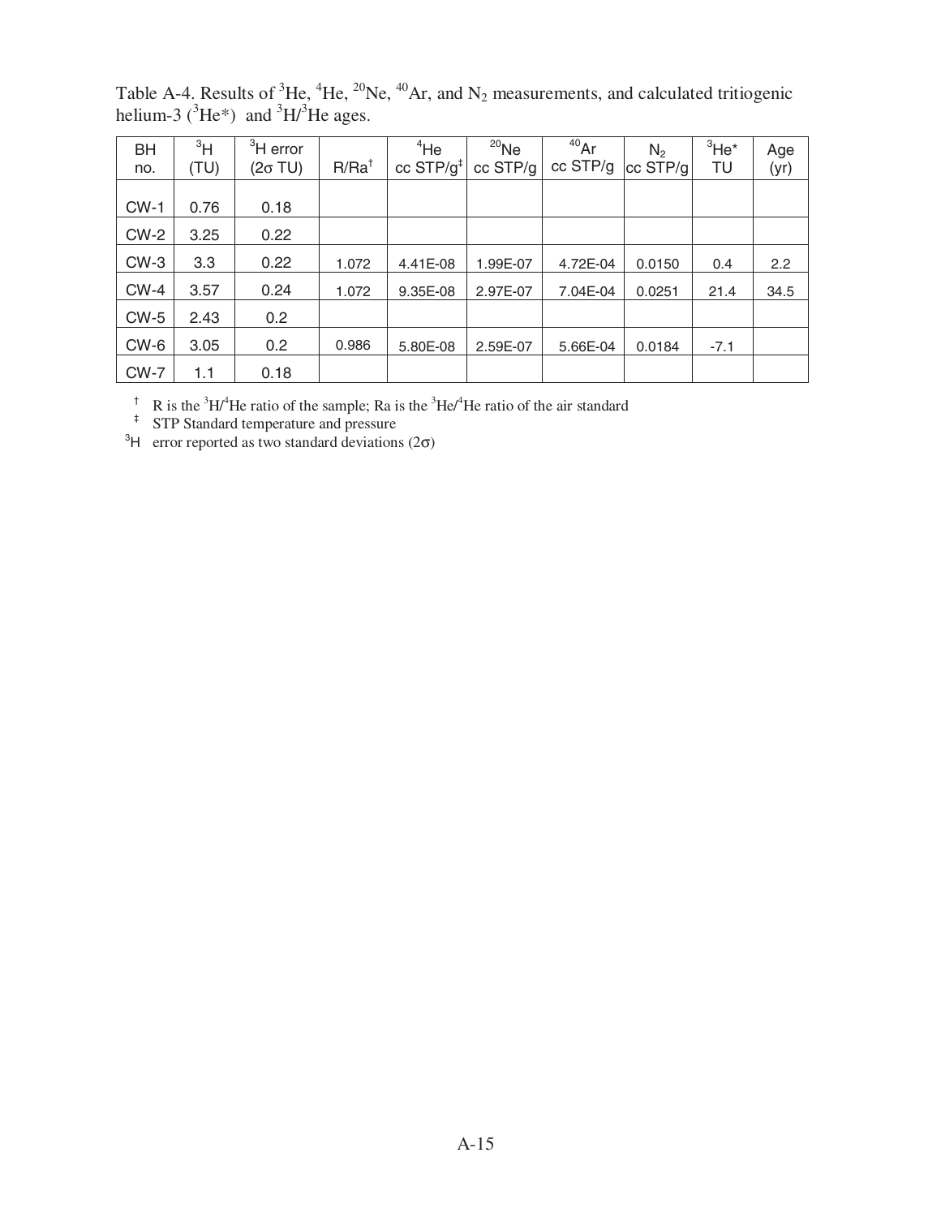Table A-4. Results of $^{3}He$, $^{4}He$, $^{20}Ne$, $^{40}Ar$, and $N_2$ measurements, and calculated tritiogenic helium-3 ($^{3}He^*$) and $^{3}H/^{3}He$ ages.

| BH no. | $^{3}H$ (TU) | $^{3}H$ error ($2\sigma$ TU) | R/Ra[†] | $^{4}He$ cc STP/g[‡] | $^{20}Ne$ cc STP/g | $^{40}Ar$ cc STP/g | $N_2$ cc STP/g | $^{3}He^*$ TU | Age (yr) |
|---|---|---|---|---|---|---|---|---|---|
| CW-1 | 0.76 | 0.18 | | | | | | | |
| CW-2 | 3.25 | 0.22 | | | | | | | |
| CW-3 | 3.3 | 0.22 | 1.072 | 4.41E-08 | 1.99E-07 | 4.72E-04 | 0.0150 | 0.4 | 2.2 |
| CW-4 | 3.57 | 0.24 | 1.072 | 9.35E-08 | 2.97E-07 | 7.04E-04 | 0.0251 | 21.4 | 34.5 |
| CW-5 | 2.43 | 0.2 | | | | | | | |
| CW-6 | 3.05 | 0.2 | 0.986 | 5.80E-08 | 2.59E-07 | 5.66E-04 | 0.0184 | -7.1 | |
| CW-7 | 1.1 | 0.18 | | | | | | | |

[†] R is the $^{3}H/^{4}He$ ratio of the sample; Ra is the $^{3}He/^{4}He$ ratio of the air standard

[‡] STP Standard temperature and pressure

$^{3}H$ error reported as two standard deviations ($2\sigma$)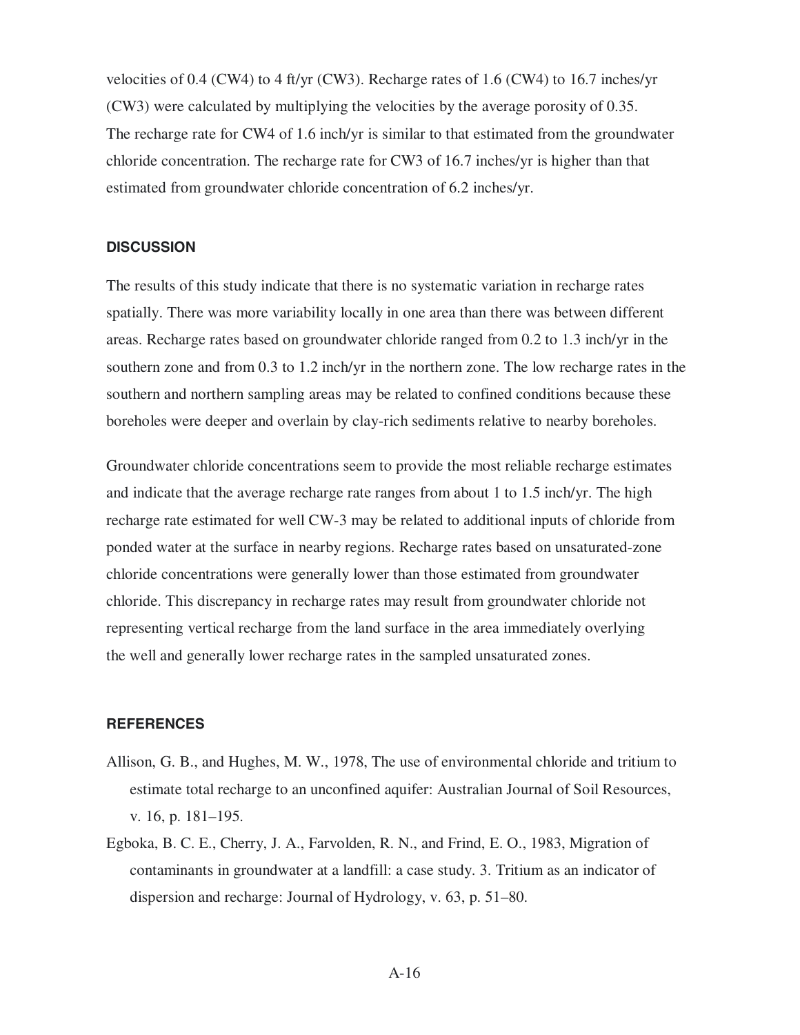velocities of 0.4 (CW4) to 4 ft/yr (CW3). Recharge rates of 1.6 (CW4) to 16.7 inches/yr (CW3) were calculated by multiplying the velocities by the average porosity of 0.35. The recharge rate for CW4 of 1.6 inch/yr is similar to that estimated from the groundwater chloride concentration. The recharge rate for CW3 of 16.7 inches/yr is higher than that estimated from groundwater chloride concentration of 6.2 inches/yr.

## DISCUSSION

The results of this study indicate that there is no systematic variation in recharge rates spatially. There was more variability locally in one area than there was between different areas. Recharge rates based on groundwater chloride ranged from 0.2 to 1.3 inch/yr in the southern zone and from 0.3 to 1.2 inch/yr in the northern zone. The low recharge rates in the southern and northern sampling areas may be related to confined conditions because these boreholes were deeper and overlain by clay-rich sediments relative to nearby boreholes.

Groundwater chloride concentrations seem to provide the most reliable recharge estimates and indicate that the average recharge rate ranges from about 1 to 1.5 inch/yr. The high recharge rate estimated for well CW-3 may be related to additional inputs of chloride from ponded water at the surface in nearby regions. Recharge rates based on unsaturated-zone chloride concentrations were generally lower than those estimated from groundwater chloride. This discrepancy in recharge rates may result from groundwater chloride not representing vertical recharge from the land surface in the area immediately overlying the well and generally lower recharge rates in the sampled unsaturated zones.

## REFERENCES

Allison, G. B., and Hughes, M. W., 1978, The use of environmental chloride and tritium to estimate total recharge to an unconfined aquifer: Australian Journal of Soil Resources, v. 16, p. 181–195.

Egboka, B. C. E., Cherry, J. A., Farvolden, R. N., and Frind, E. O., 1983, Migration of contaminants in groundwater at a landfill: a case study. 3. Tritium as an indicator of dispersion and recharge: Journal of Hydrology, v. 63, p. 51–80.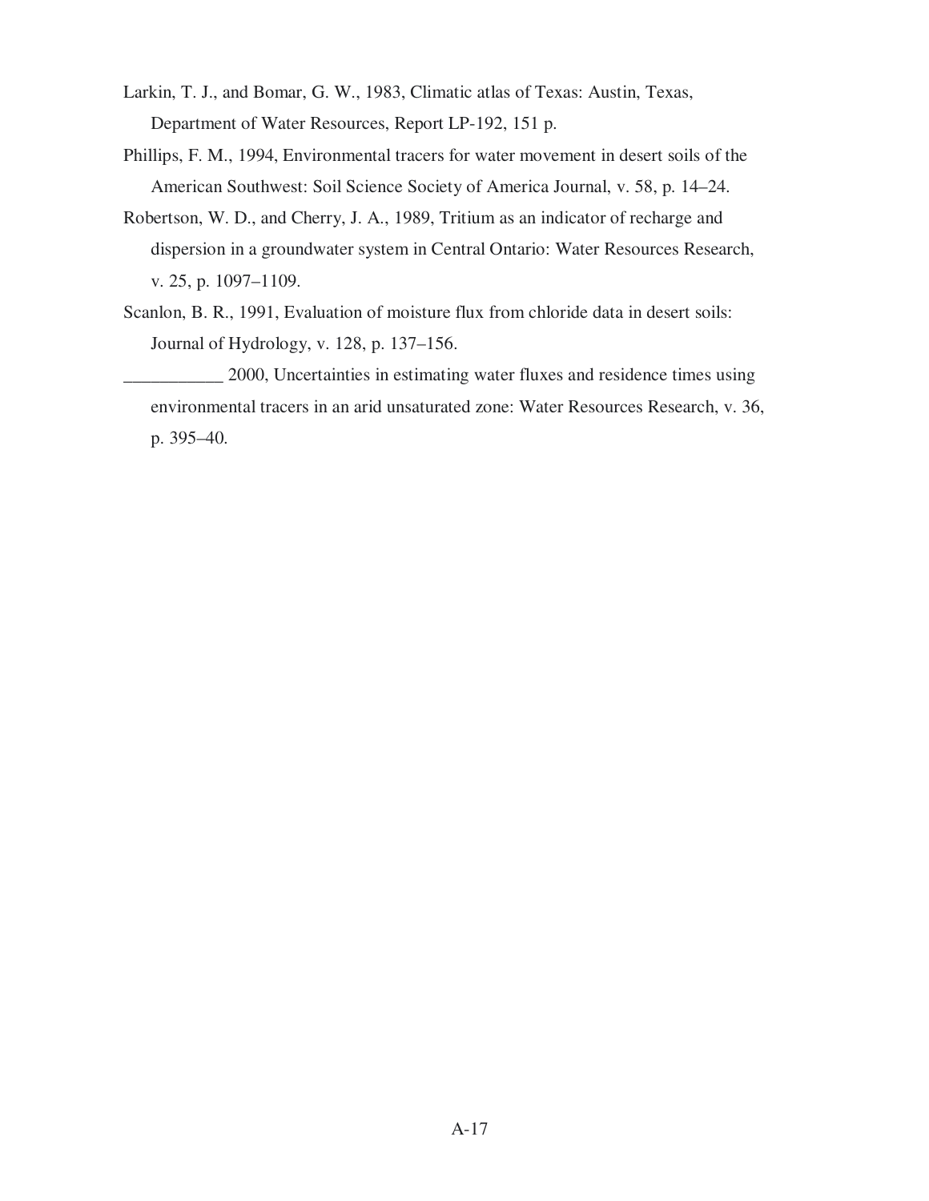Larkin, T. J., and Bomar, G. W., 1983, Climatic atlas of Texas: Austin, Texas, Department of Water Resources, Report LP-192, 151 p.

Phillips, F. M., 1994, Environmental tracers for water movement in desert soils of the American Southwest: Soil Science Society of America Journal, v. 58, p. 14–24.

Robertson, W. D., and Cherry, J. A., 1989, Tritium as an indicator of recharge and dispersion in a groundwater system in Central Ontario: Water Resources Research, v. 25, p. 1097–1109.

Scanlon, B. R., 1991, Evaluation of moisture flux from chloride data in desert soils: Journal of Hydrology, v. 128, p. 137–156.

___________ 2000, Uncertainties in estimating water fluxes and residence times using environmental tracers in an arid unsaturated zone: Water Resources Research, v. 36, p. 395–40.